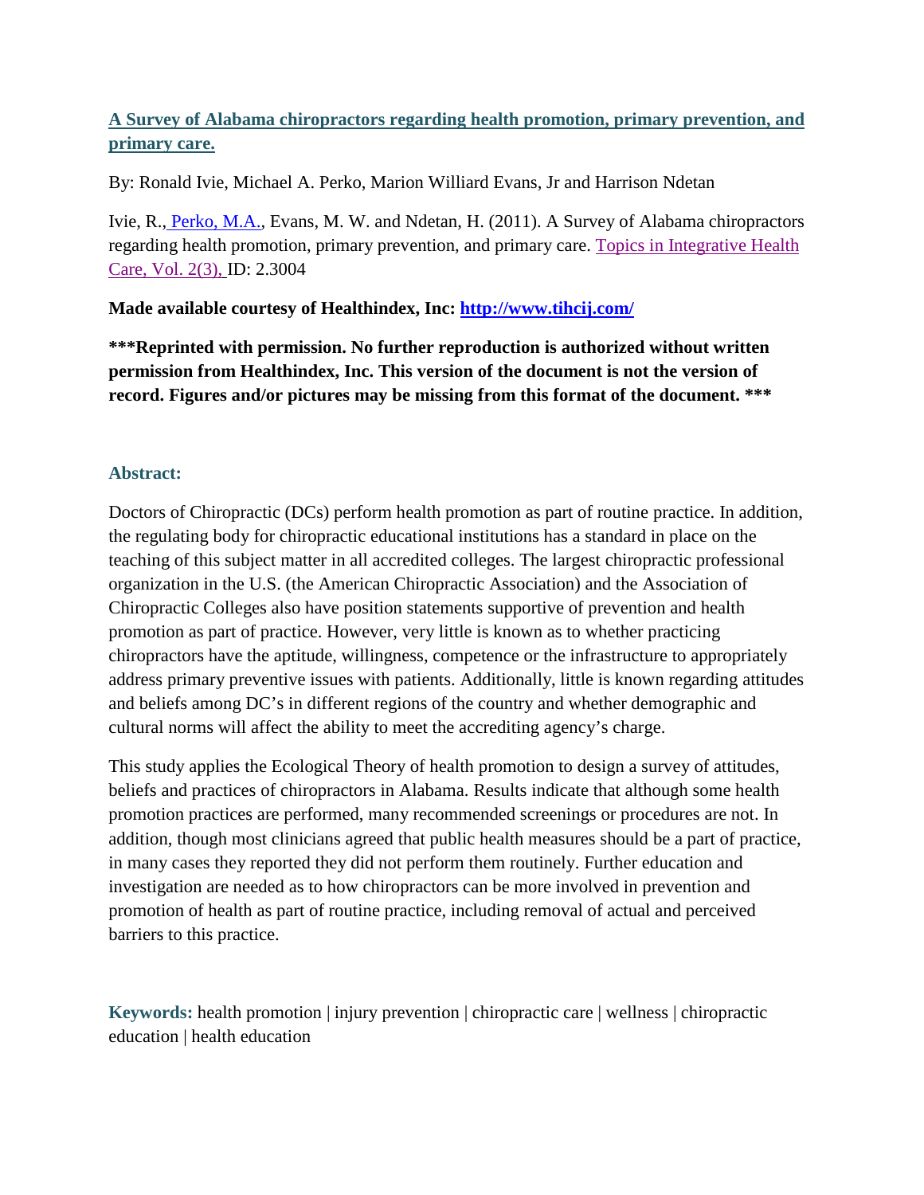# [A Survey of Alabama chiropractors regarding health promotion, primary prevention, and primary care.](#)

By: Ronald Ivie, Michael A. Perko, Marion Williard Evans, Jr and Harrison Ndetan

Ivie, R., Perko, M.A., Evans, M. W. and Ndetan, H. (2011). A Survey of Alabama chiropractors regarding health promotion, primary prevention, and primary care. Topics in Integrative Health Care, Vol. 2(3), ID: 2.3004

**Made available courtesy of Healthindex, Inc: http://www.tihcij.com/**

**\*\*\*Reprinted with permission. No further reproduction is authorized without written permission from Healthindex, Inc. This version of the document is not the version of record. Figures and/or pictures may be missing from this format of the document. \*\*\***

## Abstract:

Doctors of Chiropractic (DCs) perform health promotion as part of routine practice. In addition, the regulating body for chiropractic educational institutions has a standard in place on the teaching of this subject matter in all accredited colleges. The largest chiropractic professional organization in the U.S. (the American Chiropractic Association) and the Association of Chiropractic Colleges also have position statements supportive of prevention and health promotion as part of practice. However, very little is known as to whether practicing chiropractors have the aptitude, willingness, competence or the infrastructure to appropriately address primary preventive issues with patients. Additionally, little is known regarding attitudes and beliefs among DC's in different regions of the country and whether demographic and cultural norms will affect the ability to meet the accrediting agency's charge.

This study applies the Ecological Theory of health promotion to design a survey of attitudes, beliefs and practices of chiropractors in Alabama. Results indicate that although some health promotion practices are performed, many recommended screenings or procedures are not. In addition, though most clinicians agreed that public health measures should be a part of practice, in many cases they reported they did not perform them routinely. Further education and investigation are needed as to how chiropractors can be more involved in prevention and promotion of health as part of routine practice, including removal of actual and perceived barriers to this practice.

**Keywords:** health promotion | injury prevention | chiropractic care | wellness | chiropractic education | health education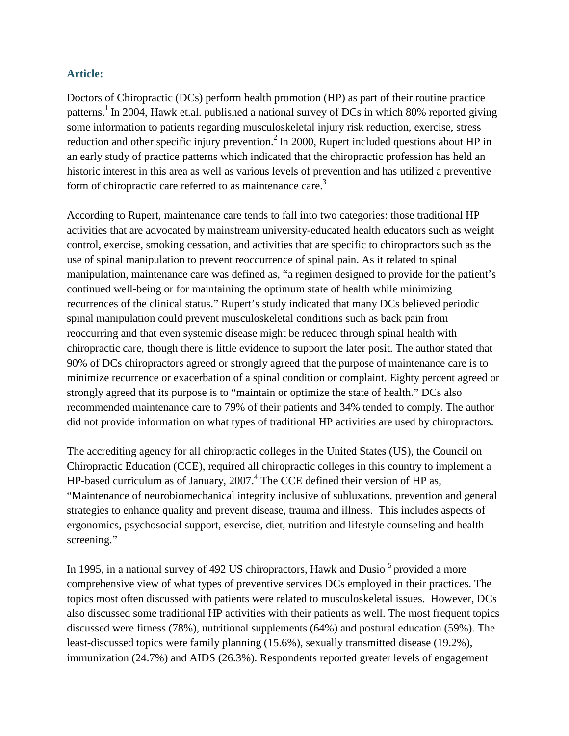## Article:

Doctors of Chiropractic (DCs) perform health promotion (HP) as part of their routine practice patterns.[1] In 2004, Hawk et.al. published a national survey of DCs in which 80% reported giving some information to patients regarding musculoskeletal injury risk reduction, exercise, stress reduction and other specific injury prevention.[2] In 2000, Rupert included questions about HP in an early study of practice patterns which indicated that the chiropractic profession has held an historic interest in this area as well as various levels of prevention and has utilized a preventive form of chiropractic care referred to as maintenance care.[3]

According to Rupert, maintenance care tends to fall into two categories: those traditional HP activities that are advocated by mainstream university-educated health educators such as weight control, exercise, smoking cessation, and activities that are specific to chiropractors such as the use of spinal manipulation to prevent reoccurrence of spinal pain. As it related to spinal manipulation, maintenance care was defined as, "a regimen designed to provide for the patient's continued well-being or for maintaining the optimum state of health while minimizing recurrences of the clinical status." Rupert's study indicated that many DCs believed periodic spinal manipulation could prevent musculoskeletal conditions such as back pain from reoccurring and that even systemic disease might be reduced through spinal health with chiropractic care, though there is little evidence to support the later posit. The author stated that 90% of DCs chiropractors agreed or strongly agreed that the purpose of maintenance care is to minimize recurrence or exacerbation of a spinal condition or complaint. Eighty percent agreed or strongly agreed that its purpose is to "maintain or optimize the state of health." DCs also recommended maintenance care to 79% of their patients and 34% tended to comply. The author did not provide information on what types of traditional HP activities are used by chiropractors.

The accrediting agency for all chiropractic colleges in the United States (US), the Council on Chiropractic Education (CCE), required all chiropractic colleges in this country to implement a HP-based curriculum as of January, 2007.[4] The CCE defined their version of HP as, "Maintenance of neurobiomechanical integrity inclusive of subluxations, prevention and general strategies to enhance quality and prevent disease, trauma and illness. This includes aspects of ergonomics, psychosocial support, exercise, diet, nutrition and lifestyle counseling and health screening."

In 1995, in a national survey of 492 US chiropractors, Hawk and Dusio [5] provided a more comprehensive view of what types of preventive services DCs employed in their practices. The topics most often discussed with patients were related to musculoskeletal issues. However, DCs also discussed some traditional HP activities with their patients as well. The most frequent topics discussed were fitness (78%), nutritional supplements (64%) and postural education (59%). The least-discussed topics were family planning (15.6%), sexually transmitted disease (19.2%), immunization (24.7%) and AIDS (26.3%). Respondents reported greater levels of engagement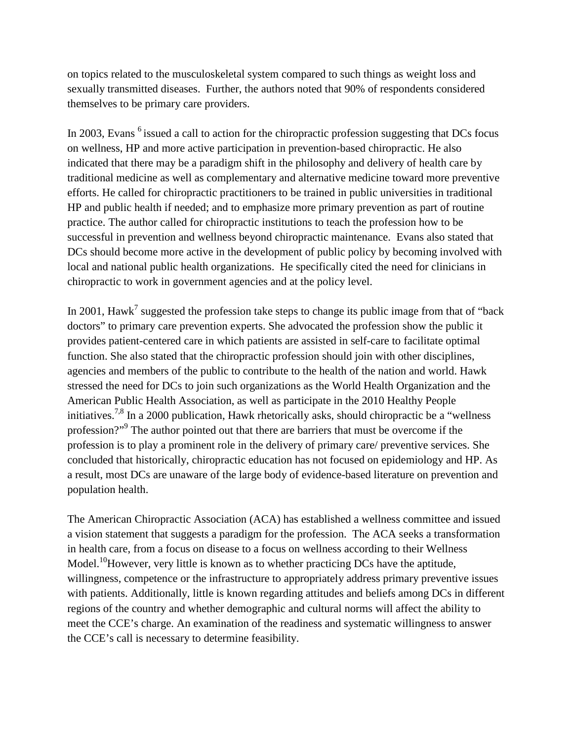on topics related to the musculoskeletal system compared to such things as weight loss and sexually transmitted diseases. Further, the authors noted that 90% of respondents considered themselves to be primary care providers.

In 2003, Evans [6] issued a call to action for the chiropractic profession suggesting that DCs focus on wellness, HP and more active participation in prevention-based chiropractic. He also indicated that there may be a paradigm shift in the philosophy and delivery of health care by traditional medicine as well as complementary and alternative medicine toward more preventive efforts. He called for chiropractic practitioners to be trained in public universities in traditional HP and public health if needed; and to emphasize more primary prevention as part of routine practice. The author called for chiropractic institutions to teach the profession how to be successful in prevention and wellness beyond chiropractic maintenance. Evans also stated that DCs should become more active in the development of public policy by becoming involved with local and national public health organizations. He specifically cited the need for clinicians in chiropractic to work in government agencies and at the policy level.

In 2001, Hawk[7] suggested the profession take steps to change its public image from that of "back doctors" to primary care prevention experts. She advocated the profession show the public it provides patient-centered care in which patients are assisted in self-care to facilitate optimal function. She also stated that the chiropractic profession should join with other disciplines, agencies and members of the public to contribute to the health of the nation and world. Hawk stressed the need for DCs to join such organizations as the World Health Organization and the American Public Health Association, as well as participate in the 2010 Healthy People initiatives.[7,8] In a 2000 publication, Hawk rhetorically asks, should chiropractic be a "wellness profession?"[9] The author pointed out that there are barriers that must be overcome if the profession is to play a prominent role in the delivery of primary care/ preventive services. She concluded that historically, chiropractic education has not focused on epidemiology and HP. As a result, most DCs are unaware of the large body of evidence-based literature on prevention and population health.

The American Chiropractic Association (ACA) has established a wellness committee and issued a vision statement that suggests a paradigm for the profession. The ACA seeks a transformation in health care, from a focus on disease to a focus on wellness according to their Wellness Model.[10]However, very little is known as to whether practicing DCs have the aptitude, willingness, competence or the infrastructure to appropriately address primary preventive issues with patients. Additionally, little is known regarding attitudes and beliefs among DCs in different regions of the country and whether demographic and cultural norms will affect the ability to meet the CCE's charge. An examination of the readiness and systematic willingness to answer the CCE's call is necessary to determine feasibility.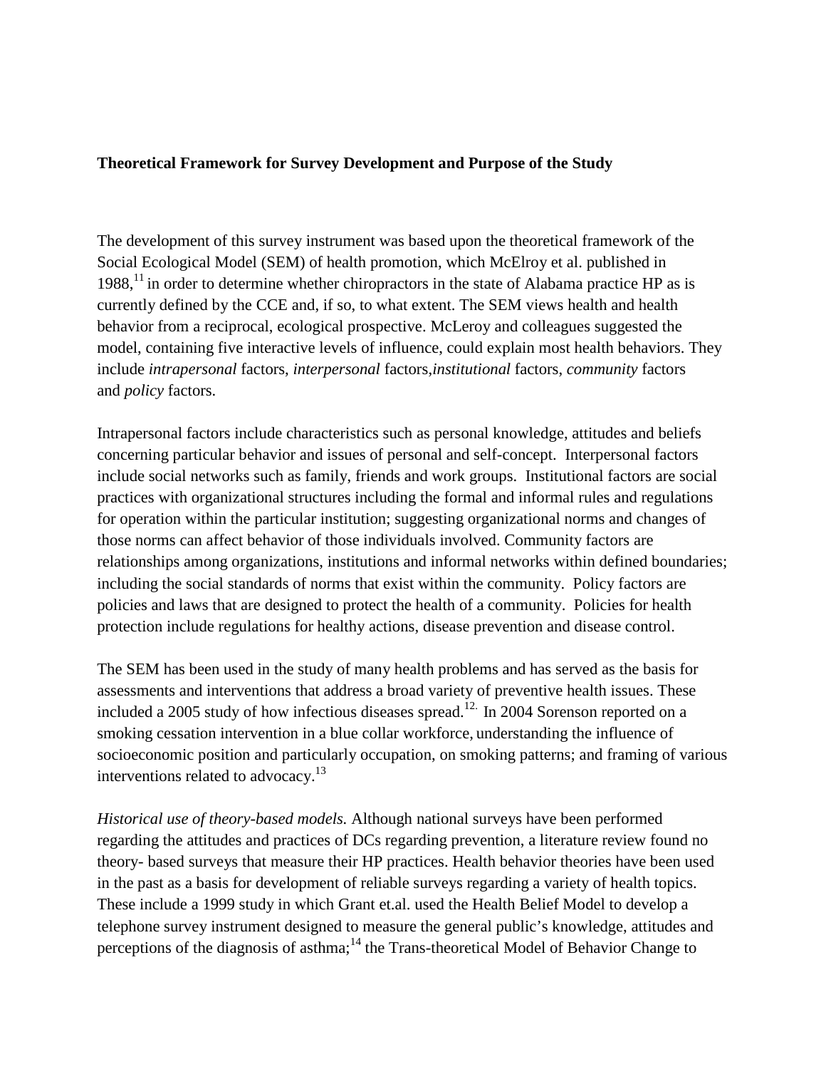**Theoretical Framework for Survey Development and Purpose of the Study**

The development of this survey instrument was based upon the theoretical framework of the Social Ecological Model (SEM) of health promotion, which McElroy et al. published in 1988,[11] in order to determine whether chiropractors in the state of Alabama practice HP as is currently defined by the CCE and, if so, to what extent. The SEM views health and health behavior from a reciprocal, ecological prospective. McLeroy and colleagues suggested the model, containing five interactive levels of influence, could explain most health behaviors. They include *intrapersonal* factors, *interpersonal* factors,*institutional* factors, *community* factors and *policy* factors.

Intrapersonal factors include characteristics such as personal knowledge, attitudes and beliefs concerning particular behavior and issues of personal and self-concept. Interpersonal factors include social networks such as family, friends and work groups. Institutional factors are social practices with organizational structures including the formal and informal rules and regulations for operation within the particular institution; suggesting organizational norms and changes of those norms can affect behavior of those individuals involved. Community factors are relationships among organizations, institutions and informal networks within defined boundaries; including the social standards of norms that exist within the community. Policy factors are policies and laws that are designed to protect the health of a community. Policies for health protection include regulations for healthy actions, disease prevention and disease control.

The SEM has been used in the study of many health problems and has served as the basis for assessments and interventions that address a broad variety of preventive health issues. These included a 2005 study of how infectious diseases spread.[12.] In 2004 Sorenson reported on a smoking cessation intervention in a blue collar workforce, understanding the influence of socioeconomic position and particularly occupation, on smoking patterns; and framing of various interventions related to advocacy.[13]

*Historical use of theory-based models.* Although national surveys have been performed regarding the attitudes and practices of DCs regarding prevention, a literature review found no theory- based surveys that measure their HP practices. Health behavior theories have been used in the past as a basis for development of reliable surveys regarding a variety of health topics. These include a 1999 study in which Grant et.al. used the Health Belief Model to develop a telephone survey instrument designed to measure the general public's knowledge, attitudes and perceptions of the diagnosis of asthma;[14] the Trans-theoretical Model of Behavior Change to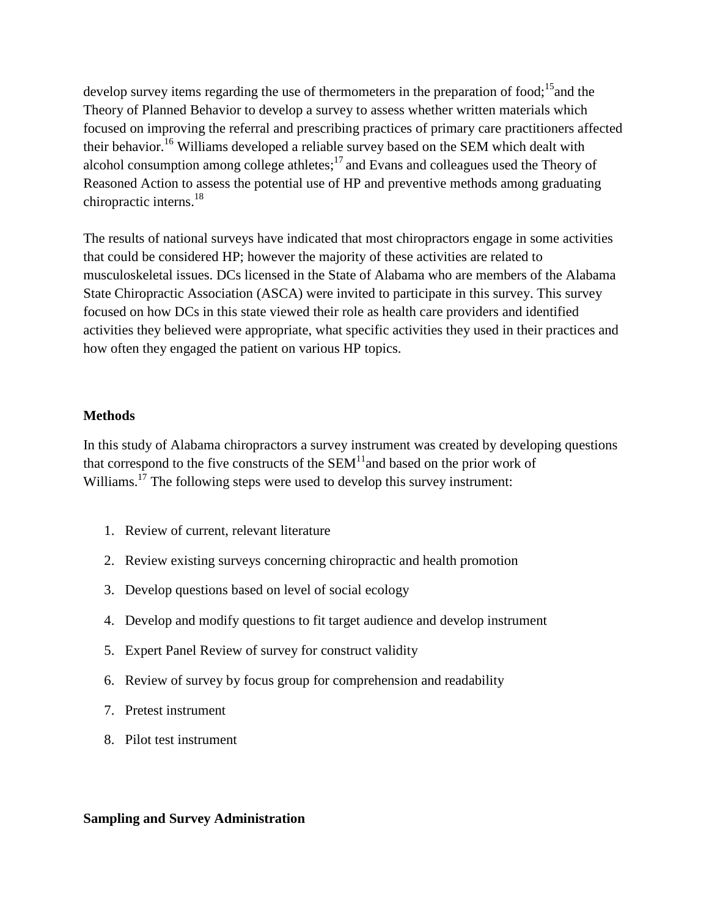develop survey items regarding the use of thermometers in the preparation of food;[15] and the Theory of Planned Behavior to develop a survey to assess whether written materials which focused on improving the referral and prescribing practices of primary care practitioners affected their behavior.[16] Williams developed a reliable survey based on the SEM which dealt with alcohol consumption among college athletes;[17] and Evans and colleagues used the Theory of Reasoned Action to assess the potential use of HP and preventive methods among graduating chiropractic interns.[18]

The results of national surveys have indicated that most chiropractors engage in some activities that could be considered HP; however the majority of these activities are related to musculoskeletal issues. DCs licensed in the State of Alabama who are members of the Alabama State Chiropractic Association (ASCA) were invited to participate in this survey. This survey focused on how DCs in this state viewed their role as health care providers and identified activities they believed were appropriate, what specific activities they used in their practices and how often they engaged the patient on various HP topics.

**Methods**

In this study of Alabama chiropractors a survey instrument was created by developing questions that correspond to the five constructs of the SEM[11] and based on the prior work of Williams.[17] The following steps were used to develop this survey instrument:

1. Review of current, relevant literature
2. Review existing surveys concerning chiropractic and health promotion
3. Develop questions based on level of social ecology
4. Develop and modify questions to fit target audience and develop instrument
5. Expert Panel Review of survey for construct validity
6. Review of survey by focus group for comprehension and readability
7. Pretest instrument
8. Pilot test instrument

**Sampling and Survey Administration**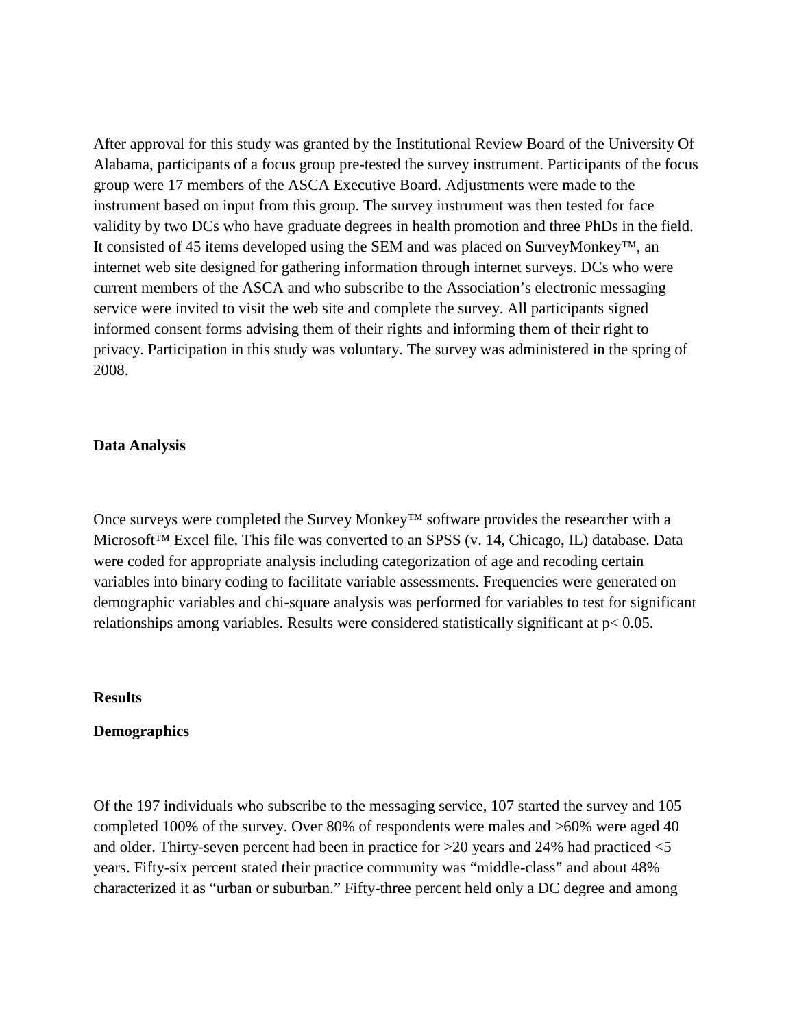After approval for this study was granted by the Institutional Review Board of the University Of Alabama, participants of a focus group pre-tested the survey instrument. Participants of the focus group were 17 members of the ASCA Executive Board. Adjustments were made to the instrument based on input from this group. The survey instrument was then tested for face validity by two DCs who have graduate degrees in health promotion and three PhDs in the field. It consisted of 45 items developed using the SEM and was placed on SurveyMonkey™, an internet web site designed for gathering information through internet surveys. DCs who were current members of the ASCA and who subscribe to the Association's electronic messaging service were invited to visit the web site and complete the survey. All participants signed informed consent forms advising them of their rights and informing them of their right to privacy. Participation in this study was voluntary. The survey was administered in the spring of 2008.

**Data Analysis**

Once surveys were completed the Survey Monkey™ software provides the researcher with a Microsoft™ Excel file. This file was converted to an SPSS (v. 14, Chicago, IL) database. Data were coded for appropriate analysis including categorization of age and recoding certain variables into binary coding to facilitate variable assessments. Frequencies were generated on demographic variables and chi-square analysis was performed for variables to test for significant relationships among variables. Results were considered statistically significant at $p < 0.05$.

**Results**

**Demographics**

Of the 197 individuals who subscribe to the messaging service, 107 started the survey and 105 completed 100% of the survey. Over 80% of respondents were males and >60% were aged 40 and older. Thirty-seven percent had been in practice for >20 years and 24% had practiced <5 years. Fifty-six percent stated their practice community was "middle-class" and about 48% characterized it as "urban or suburban." Fifty-three percent held only a DC degree and among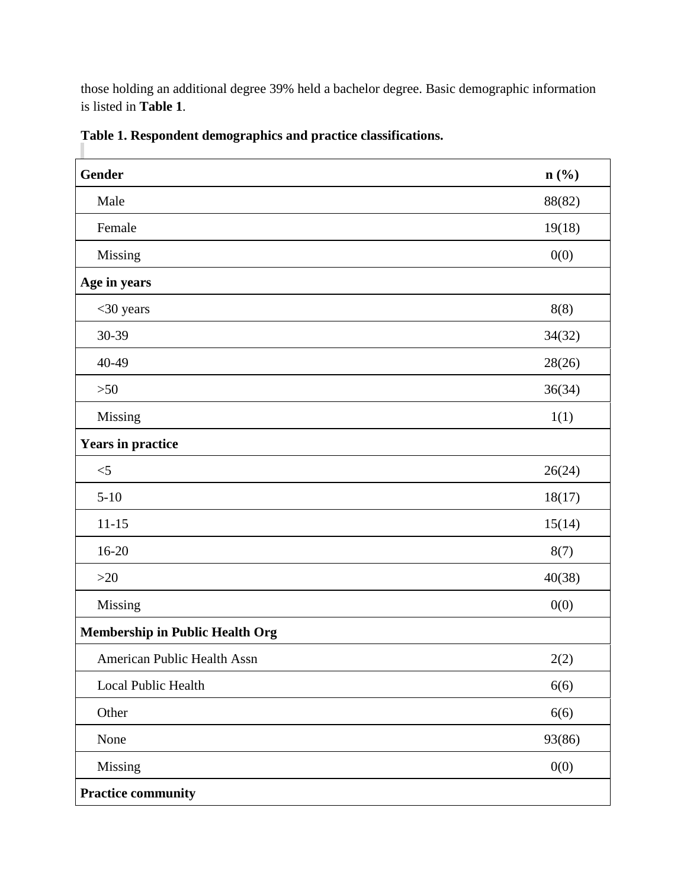those holding an additional degree 39% held a bachelor degree. Basic demographic information is listed in **Table 1**.

**Table 1. Respondent demographics and practice classifications.**

| **Gender** | **n (%)** |
|---|---|
| Male | 88(82) |
| Female | 19(18) |
| Missing | 0(0) |
| **Age in years** | |
| <30 years | 8(8) |
| 30-39 | 34(32) |
| 40-49 | 28(26) |
| >50 | 36(34) |
| Missing | 1(1) |
| **Years in practice** | |
| <5 | 26(24) |
| 5-10 | 18(17) |
| 11-15 | 15(14) |
| 16-20 | 8(7) |
| >20 | 40(38) |
| Missing | 0(0) |
| **Membership in Public Health Org** | |
| American Public Health Assn | 2(2) |
| Local Public Health | 6(6) |
| Other | 6(6) |
| None | 93(86) |
| Missing | 0(0) |
| **Practice community** | |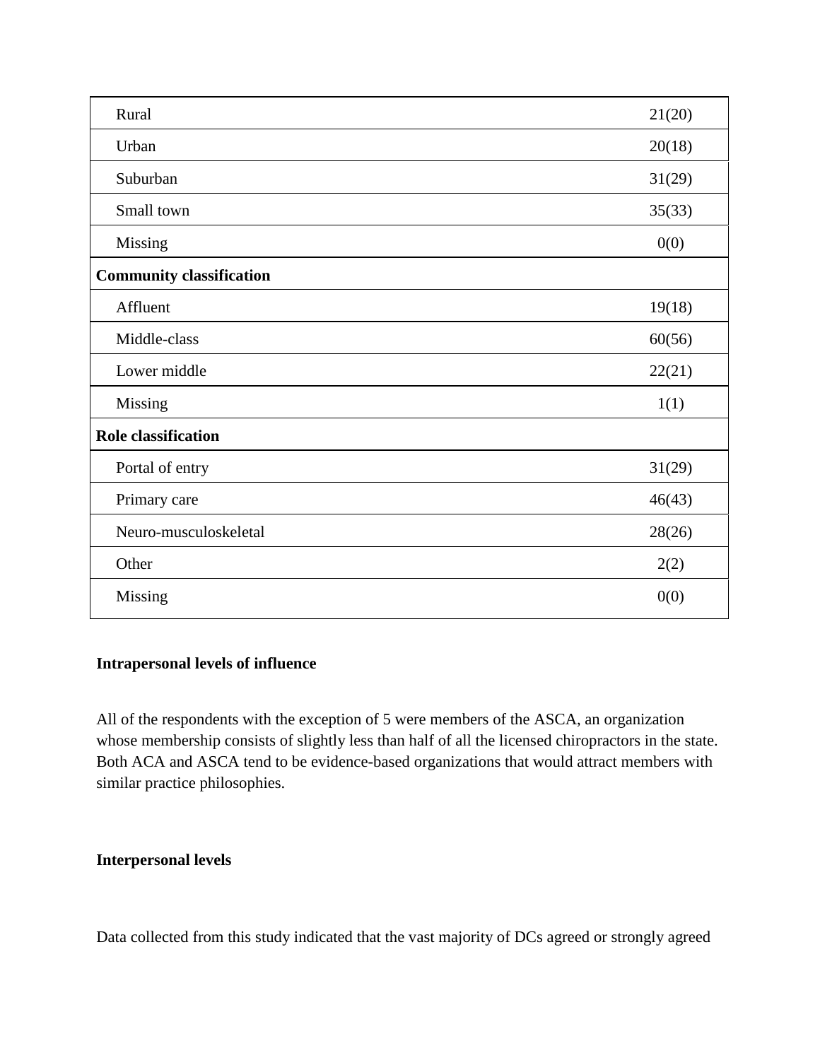| | |
|---|---|
| Rural | 21(20) |
| Urban | 20(18) |
| Suburban | 31(29) |
| Small town | 35(33) |
| Missing | 0(0) |
| **Community classification** | |
| Affluent | 19(18) |
| Middle-class | 60(56) |
| Lower middle | 22(21) |
| Missing | 1(1) |
| **Role classification** | |
| Portal of entry | 31(29) |
| Primary care | 46(43) |
| Neuro-musculoskeletal | 28(26) |
| Other | 2(2) |
| Missing | 0(0) |

**Intrapersonal levels of influence**

All of the respondents with the exception of 5 were members of the ASCA, an organization whose membership consists of slightly less than half of all the licensed chiropractors in the state. Both ACA and ASCA tend to be evidence-based organizations that would attract members with similar practice philosophies.

**Interpersonal levels**

Data collected from this study indicated that the vast majority of DCs agreed or strongly agreed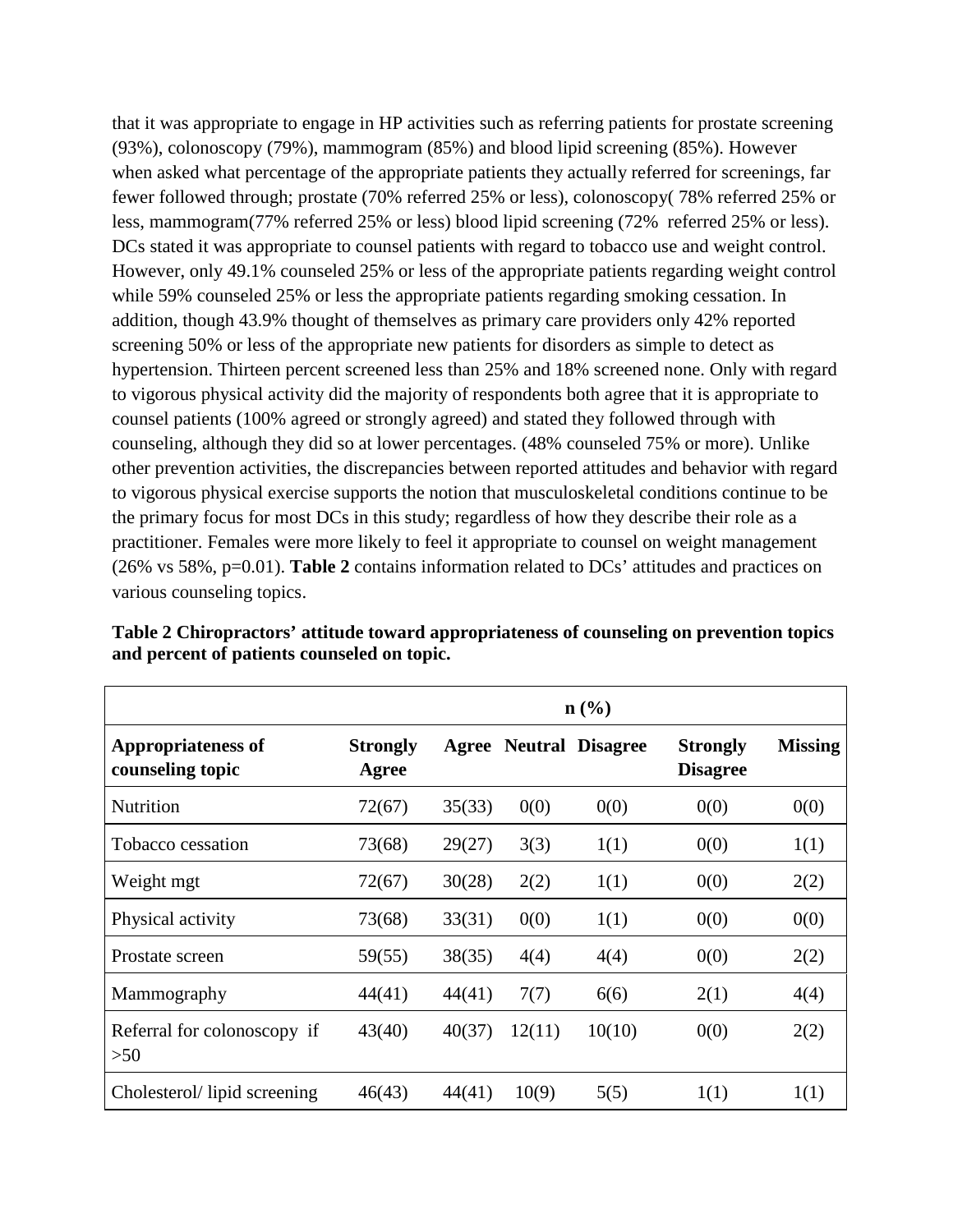that it was appropriate to engage in HP activities such as referring patients for prostate screening (93%), colonoscopy (79%), mammogram (85%) and blood lipid screening (85%). However when asked what percentage of the appropriate patients they actually referred for screenings, far fewer followed through; prostate (70% referred 25% or less), colonoscopy( 78% referred 25% or less, mammogram(77% referred 25% or less) blood lipid screening (72% referred 25% or less). DCs stated it was appropriate to counsel patients with regard to tobacco use and weight control. However, only 49.1% counseled 25% or less of the appropriate patients regarding weight control while 59% counseled 25% or less the appropriate patients regarding smoking cessation. In addition, though 43.9% thought of themselves as primary care providers only 42% reported screening 50% or less of the appropriate new patients for disorders as simple to detect as hypertension. Thirteen percent screened less than 25% and 18% screened none. Only with regard to vigorous physical activity did the majority of respondents both agree that it is appropriate to counsel patients (100% agreed or strongly agreed) and stated they followed through with counseling, although they did so at lower percentages. (48% counseled 75% or more). Unlike other prevention activities, the discrepancies between reported attitudes and behavior with regard to vigorous physical exercise supports the notion that musculoskeletal conditions continue to be the primary focus for most DCs in this study; regardless of how they describe their role as a practitioner. Females were more likely to feel it appropriate to counsel on weight management (26% vs 58%, p=0.01). **Table 2** contains information related to DCs' attitudes and practices on various counseling topics.

**Table 2 Chiropractors' attitude toward appropriateness of counseling on prevention topics and percent of patients counseled on topic.**

| | n (%) | | | | | |
|---|---|---|---|---|---|---|
| **Appropriateness of counseling topic** | **Strongly Agree** | **Agree** | **Neutral** | **Disagree** | **Strongly Disagree** | **Missing** |
| Nutrition | 72(67) | 35(33) | 0(0) | 0(0) | 0(0) | 0(0) |
| Tobacco cessation | 73(68) | 29(27) | 3(3) | 1(1) | 0(0) | 1(1) |
| Weight mgt | 72(67) | 30(28) | 2(2) | 1(1) | 0(0) | 2(2) |
| Physical activity | 73(68) | 33(31) | 0(0) | 1(1) | 0(0) | 0(0) |
| Prostate screen | 59(55) | 38(35) | 4(4) | 4(4) | 0(0) | 2(2) |
| Mammography | 44(41) | 44(41) | 7(7) | 6(6) | 2(1) | 4(4) |
| Referral for colonoscopy if >50 | 43(40) | 40(37) | 12(11) | 10(10) | 0(0) | 2(2) |
| Cholesterol/ lipid screening | 46(43) | 44(41) | 10(9) | 5(5) | 1(1) | 1(1) |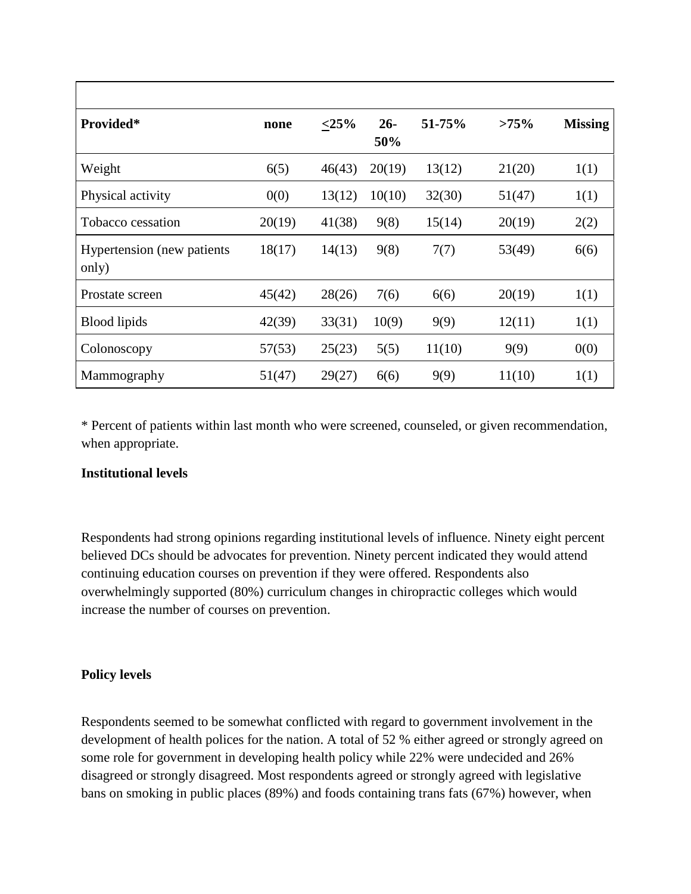| Provided* | none | <25% | 26-50% | 51-75% | >75% | Missing |
|---|---|---|---|---|---|---|
| Weight | 6(5) | 46(43) | 20(19) | 13(12) | 21(20) | 1(1) |
| Physical activity | 0(0) | 13(12) | 10(10) | 32(30) | 51(47) | 1(1) |
| Tobacco cessation | 20(19) | 41(38) | 9(8) | 15(14) | 20(19) | 2(2) |
| Hypertension (new patients only) | 18(17) | 14(13) | 9(8) | 7(7) | 53(49) | 6(6) |
| Prostate screen | 45(42) | 28(26) | 7(6) | 6(6) | 20(19) | 1(1) |
| Blood lipids | 42(39) | 33(31) | 10(9) | 9(9) | 12(11) | 1(1) |
| Colonoscopy | 57(53) | 25(23) | 5(5) | 11(10) | 9(9) | 0(0) |
| Mammography | 51(47) | 29(27) | 6(6) | 9(9) | 11(10) | 1(1) |

* Percent of patients within last month who were screened, counseled, or given recommendation, when appropriate.

**Institutional levels**

Respondents had strong opinions regarding institutional levels of influence. Ninety eight percent believed DCs should be advocates for prevention. Ninety percent indicated they would attend continuing education courses on prevention if they were offered. Respondents also overwhelmingly supported (80%) curriculum changes in chiropractic colleges which would increase the number of courses on prevention.

**Policy levels**

Respondents seemed to be somewhat conflicted with regard to government involvement in the development of health polices for the nation. A total of 52 % either agreed or strongly agreed on some role for government in developing health policy while 22% were undecided and 26% disagreed or strongly disagreed. Most respondents agreed or strongly agreed with legislative bans on smoking in public places (89%) and foods containing trans fats (67%) however, when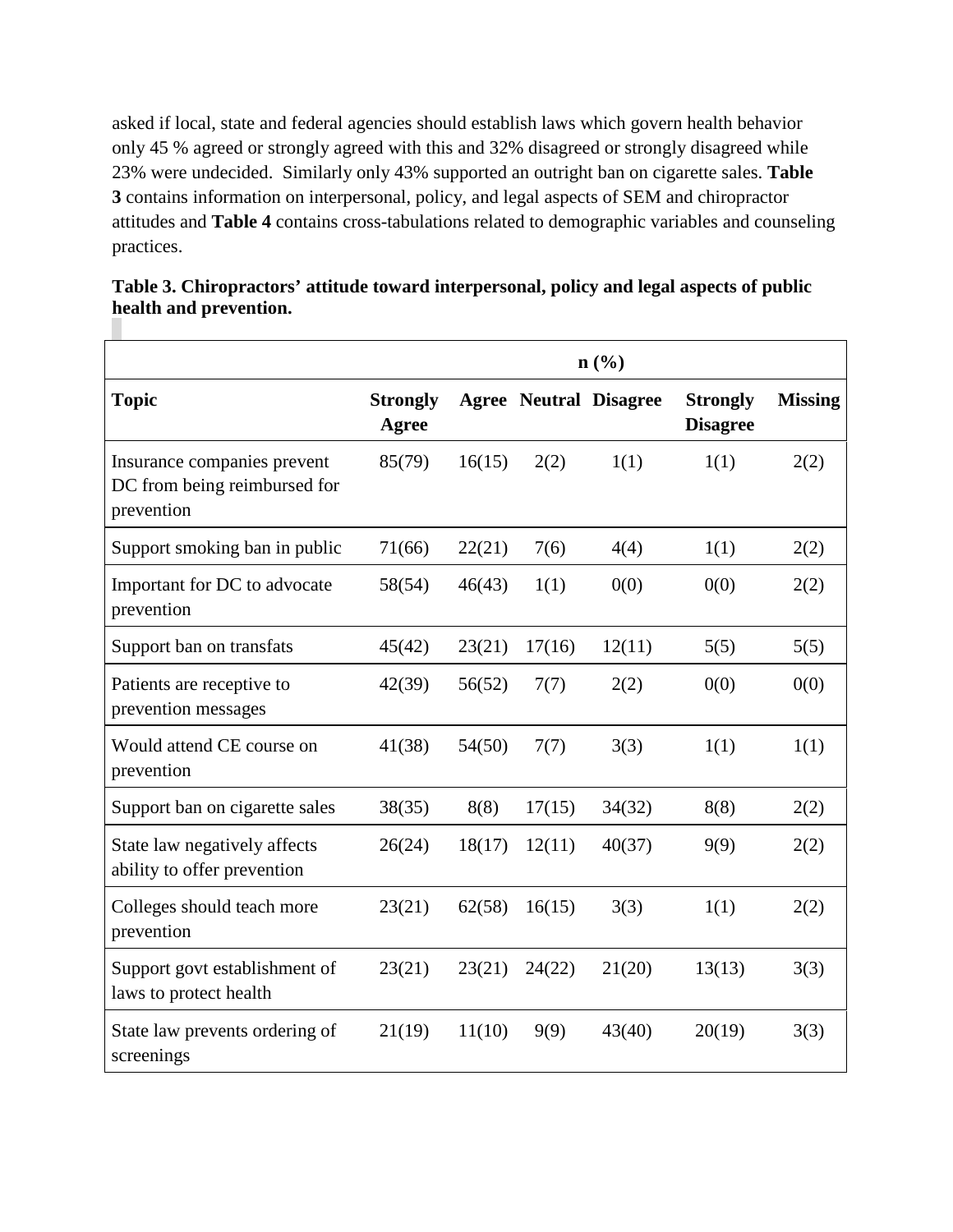asked if local, state and federal agencies should establish laws which govern health behavior only 45 % agreed or strongly agreed with this and 32% disagreed or strongly disagreed while 23% were undecided. Similarly only 43% supported an outright ban on cigarette sales. **Table 3** contains information on interpersonal, policy, and legal aspects of SEM and chiropractor attitudes and **Table 4** contains cross-tabulations related to demographic variables and counseling practices.

**Table 3. Chiropractors' attitude toward interpersonal, policy and legal aspects of public health and prevention.**

| | n (%) | | | | | |
|---|---|---|---|---|---|---|
| **Topic** | **Strongly Agree** | **Agree** | **Neutral** | **Disagree** | **Strongly Disagree** | **Missing** |
| Insurance companies prevent DC from being reimbursed for prevention | 85(79) | 16(15) | 2(2) | 1(1) | 1(1) | 2(2) |
| Support smoking ban in public | 71(66) | 22(21) | 7(6) | 4(4) | 1(1) | 2(2) |
| Important for DC to advocate prevention | 58(54) | 46(43) | 1(1) | 0(0) | 0(0) | 2(2) |
| Support ban on transfats | 45(42) | 23(21) | 17(16) | 12(11) | 5(5) | 5(5) |
| Patients are receptive to prevention messages | 42(39) | 56(52) | 7(7) | 2(2) | 0(0) | 0(0) |
| Would attend CE course on prevention | 41(38) | 54(50) | 7(7) | 3(3) | 1(1) | 1(1) |
| Support ban on cigarette sales | 38(35) | 8(8) | 17(15) | 34(32) | 8(8) | 2(2) |
| State law negatively affects ability to offer prevention | 26(24) | 18(17) | 12(11) | 40(37) | 9(9) | 2(2) |
| Colleges should teach more prevention | 23(21) | 62(58) | 16(15) | 3(3) | 1(1) | 2(2) |
| Support govt establishment of laws to protect health | 23(21) | 23(21) | 24(22) | 21(20) | 13(13) | 3(3) |
| State law prevents ordering of screenings | 21(19) | 11(10) | 9(9) | 43(40) | 20(19) | 3(3) |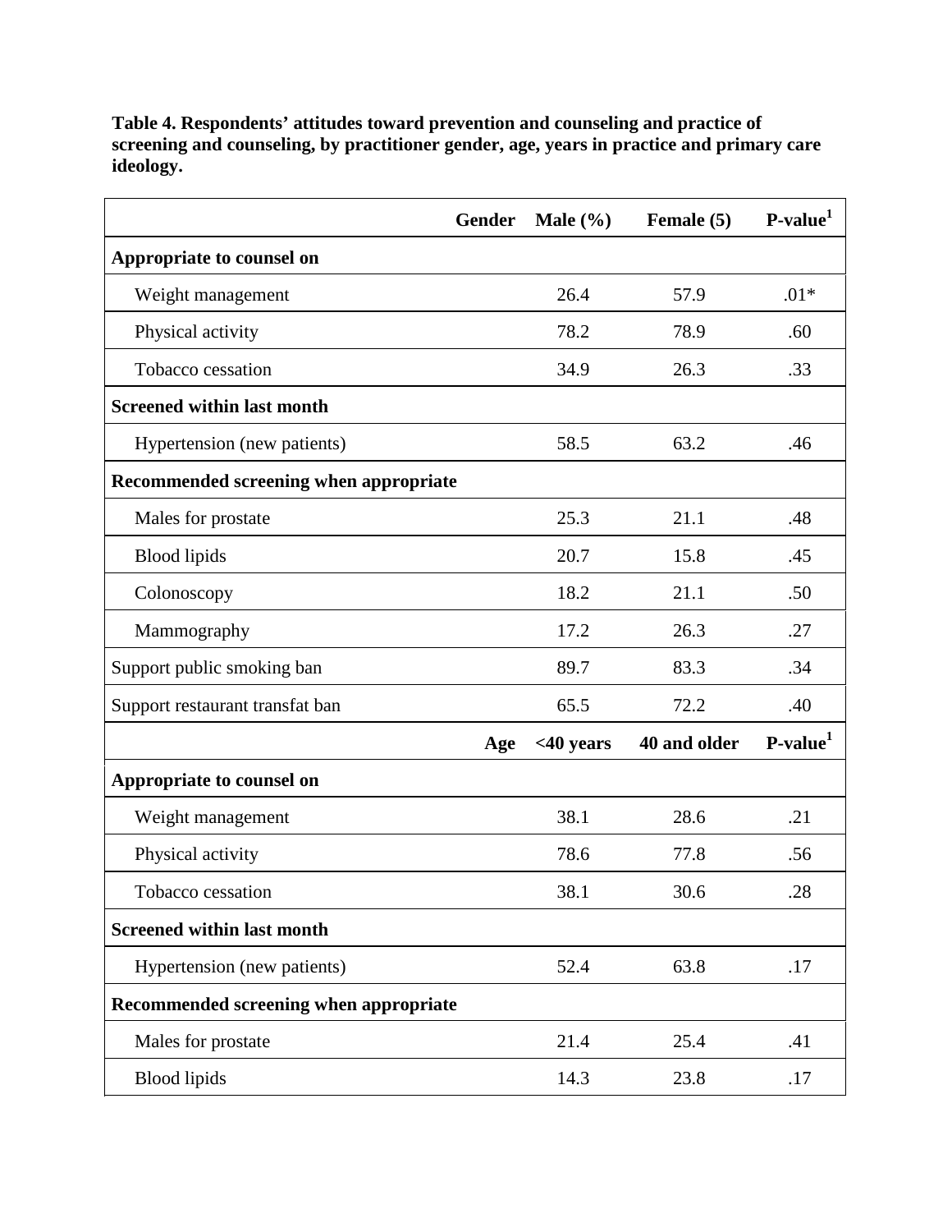**Table 4. Respondents' attitudes toward prevention and counseling and practice of screening and counseling, by practitioner gender, age, years in practice and primary care ideology.**

| Gender | Male (%) | Female (5) | P-value[1] |
|---|---|---|---|
| **Appropriate to counsel on** | | | |
| Weight management | 26.4 | 57.9 | .01* |
| Physical activity | 78.2 | 78.9 | .60 |
| Tobacco cessation | 34.9 | 26.3 | .33 |
| **Screened within last month** | | | |
| Hypertension (new patients) | 58.5 | 63.2 | .46 |
| **Recommended screening when appropriate** | | | |
| Males for prostate | 25.3 | 21.1 | .48 |
| Blood lipids | 20.7 | 15.8 | .45 |
| Colonoscopy | 18.2 | 21.1 | .50 |
| Mammography | 17.2 | 26.3 | .27 |
| Support public smoking ban | 89.7 | 83.3 | .34 |
| Support restaurant transfat ban | 65.5 | 72.2 | .40 |
| **Age** | **<40 years** | **40 and older** | **P-value[1]** |
| **Appropriate to counsel on** | | | |
| Weight management | 38.1 | 28.6 | .21 |
| Physical activity | 78.6 | 77.8 | .56 |
| Tobacco cessation | 38.1 | 30.6 | .28 |
| **Screened within last month** | | | |
| Hypertension (new patients) | 52.4 | 63.8 | .17 |
| **Recommended screening when appropriate** | | | |
| Males for prostate | 21.4 | 25.4 | .41 |
| Blood lipids | 14.3 | 23.8 | .17 |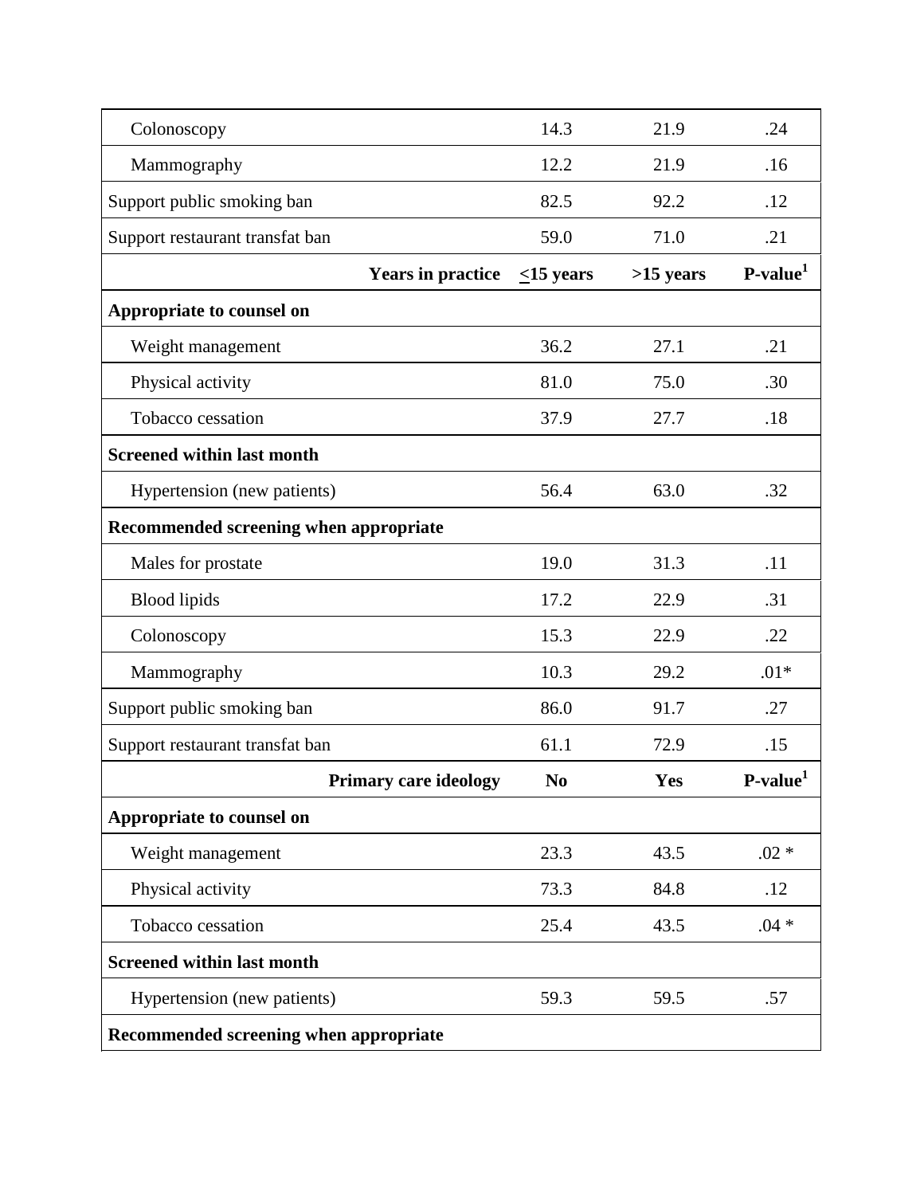| | | | |
|---|---|---|---|
| Colonoscopy | 14.3 | 21.9 | .24 |
| Mammography | 12.2 | 21.9 | .16 |
| Support public smoking ban | 82.5 | 92.2 | .12 |
| Support restaurant transfat ban | 59.0 | 71.0 | .21 |
| **Years in practice** | **≤15 years** | **>15 years** | **P-value[1]** |
| **Appropriate to counsel on** | | | |
| Weight management | 36.2 | 27.1 | .21 |
| Physical activity | 81.0 | 75.0 | .30 |
| Tobacco cessation | 37.9 | 27.7 | .18 |
| **Screened within last month** | | | |
| Hypertension (new patients) | 56.4 | 63.0 | .32 |
| **Recommended screening when appropriate** | | | |
| Males for prostate | 19.0 | 31.3 | .11 |
| Blood lipids | 17.2 | 22.9 | .31 |
| Colonoscopy | 15.3 | 22.9 | .22 |
| Mammography | 10.3 | 29.2 | .01* |
| Support public smoking ban | 86.0 | 91.7 | .27 |
| Support restaurant transfat ban | 61.1 | 72.9 | .15 |
| **Primary care ideology** | **No** | **Yes** | **P-value[1]** |
| **Appropriate to counsel on** | | | |
| Weight management | 23.3 | 43.5 | .02 * |
| Physical activity | 73.3 | 84.8 | .12 |
| Tobacco cessation | 25.4 | 43.5 | .04 * |
| **Screened within last month** | | | |
| Hypertension (new patients) | 59.3 | 59.5 | .57 |
| **Recommended screening when appropriate** | | | |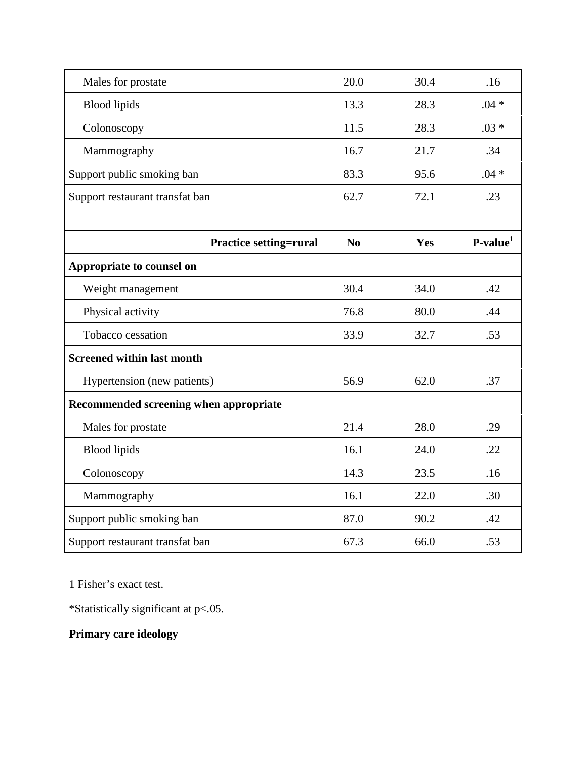| | | | |
|---|---|---|---|
| Males for prostate | 20.0 | 30.4 | .16 |
| Blood lipids | 13.3 | 28.3 | .04 * |
| Colonoscopy | 11.5 | 28.3 | .03 * |
| Mammography | 16.7 | 21.7 | .34 |
| Support public smoking ban | 83.3 | 95.6 | .04 * |
| Support restaurant transfat ban | 62.7 | 72.1 | .23 |

| Practice setting=rural | No | Yes | P-value[1] |
|---|---|---|---|
| **Appropriate to counsel on** | | | |
| Weight management | 30.4 | 34.0 | .42 |
| Physical activity | 76.8 | 80.0 | .44 |
| Tobacco cessation | 33.9 | 32.7 | .53 |
| **Screened within last month** | | | |
| Hypertension (new patients) | 56.9 | 62.0 | .37 |
| **Recommended screening when appropriate** | | | |
| Males for prostate | 21.4 | 28.0 | .29 |
| Blood lipids | 16.1 | 24.0 | .22 |
| Colonoscopy | 14.3 | 23.5 | .16 |
| Mammography | 16.1 | 22.0 | .30 |
| Support public smoking ban | 87.0 | 90.2 | .42 |
| Support restaurant transfat ban | 67.3 | 66.0 | .53 |

1 Fisher's exact test.

*Statistically significant at p<.05.

**Primary care ideology**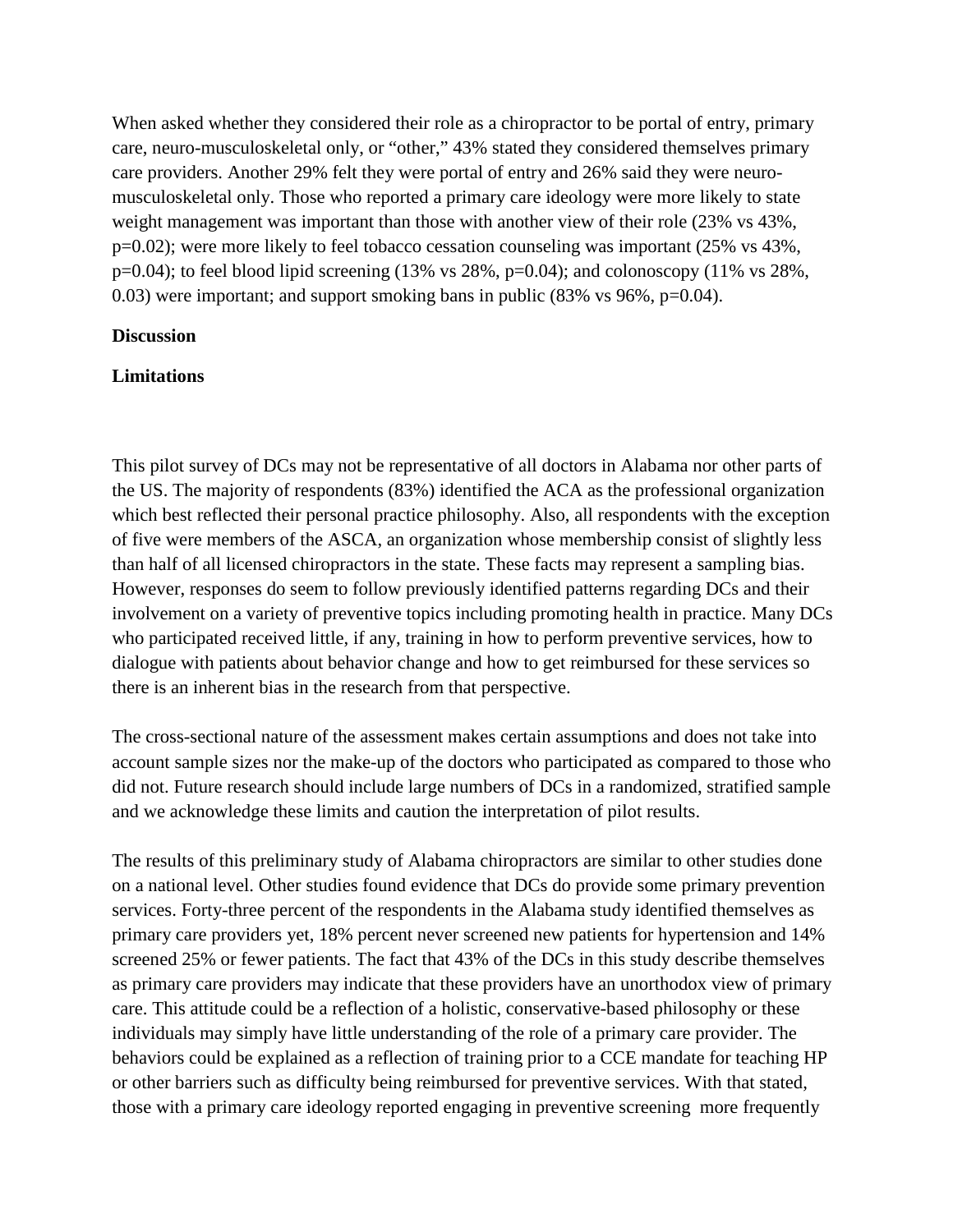When asked whether they considered their role as a chiropractor to be portal of entry, primary care, neuro-musculoskeletal only, or "other," 43% stated they considered themselves primary care providers. Another 29% felt they were portal of entry and 26% said they were neuro-musculoskeletal only. Those who reported a primary care ideology were more likely to state weight management was important than those with another view of their role (23% vs 43%, $p=0.02$); were more likely to feel tobacco cessation counseling was important (25% vs 43%, $p=0.04$); to feel blood lipid screening (13% vs 28%, $p=0.04$); and colonoscopy (11% vs 28%, 0.03) were important; and support smoking bans in public (83% vs 96%, $p=0.04$).

## Discussion

## Limitations

This pilot survey of DCs may not be representative of all doctors in Alabama nor other parts of the US. The majority of respondents (83%) identified the ACA as the professional organization which best reflected their personal practice philosophy. Also, all respondents with the exception of five were members of the ASCA, an organization whose membership consist of slightly less than half of all licensed chiropractors in the state. These facts may represent a sampling bias. However, responses do seem to follow previously identified patterns regarding DCs and their involvement on a variety of preventive topics including promoting health in practice. Many DCs who participated received little, if any, training in how to perform preventive services, how to dialogue with patients about behavior change and how to get reimbursed for these services so there is an inherent bias in the research from that perspective.

The cross-sectional nature of the assessment makes certain assumptions and does not take into account sample sizes nor the make-up of the doctors who participated as compared to those who did not. Future research should include large numbers of DCs in a randomized, stratified sample and we acknowledge these limits and caution the interpretation of pilot results.

The results of this preliminary study of Alabama chiropractors are similar to other studies done on a national level. Other studies found evidence that DCs do provide some primary prevention services. Forty-three percent of the respondents in the Alabama study identified themselves as primary care providers yet, 18% percent never screened new patients for hypertension and 14% screened 25% or fewer patients. The fact that 43% of the DCs in this study describe themselves as primary care providers may indicate that these providers have an unorthodox view of primary care. This attitude could be a reflection of a holistic, conservative-based philosophy or these individuals may simply have little understanding of the role of a primary care provider. The behaviors could be explained as a reflection of training prior to a CCE mandate for teaching HP or other barriers such as difficulty being reimbursed for preventive services. With that stated, those with a primary care ideology reported engaging in preventive screening more frequently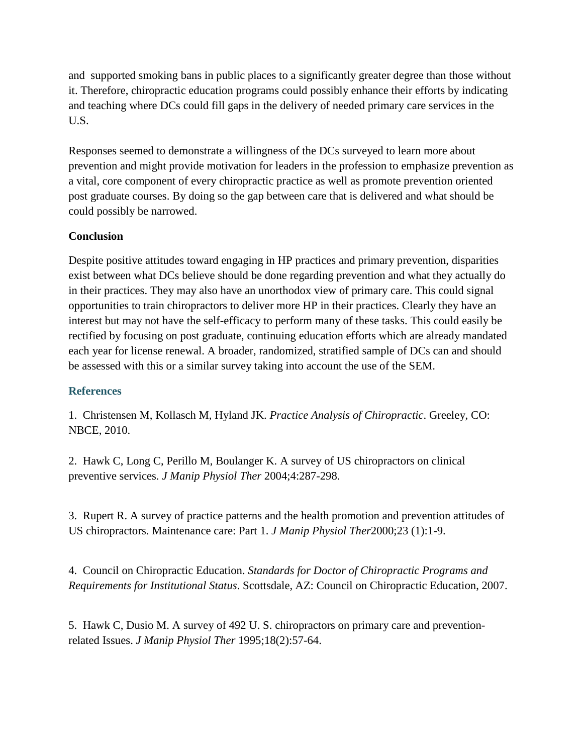and  supported smoking bans in public places to a significantly greater degree than those without it. Therefore, chiropractic education programs could possibly enhance their efforts by indicating and teaching where DCs could fill gaps in the delivery of needed primary care services in the U.S.

Responses seemed to demonstrate a willingness of the DCs surveyed to learn more about prevention and might provide motivation for leaders in the profession to emphasize prevention as a vital, core component of every chiropractic practice as well as promote prevention oriented post graduate courses. By doing so the gap between care that is delivered and what should be could possibly be narrowed.

**Conclusion**

Despite positive attitudes toward engaging in HP practices and primary prevention, disparities exist between what DCs believe should be done regarding prevention and what they actually do in their practices. They may also have an unorthodox view of primary care. This could signal opportunities to train chiropractors to deliver more HP in their practices. Clearly they have an interest but may not have the self-efficacy to perform many of these tasks. This could easily be rectified by focusing on post graduate, continuing education efforts which are already mandated each year for license renewal. A broader, randomized, stratified sample of DCs can and should be assessed with this or a similar survey taking into account the use of the SEM.

## References

1. Christensen M, Kollasch M, Hyland JK. *Practice Analysis of Chiropractic*. Greeley, CO: NBCE, 2010.

2. Hawk C, Long C, Perillo M, Boulanger K. A survey of US chiropractors on clinical preventive services. *J Manip Physiol Ther* 2004;4:287-298.

3. Rupert R. A survey of practice patterns and the health promotion and prevention attitudes of US chiropractors. Maintenance care: Part 1. *J Manip Physiol Ther*2000;23 (1):1-9.

4. Council on Chiropractic Education. *Standards for Doctor of Chiropractic Programs and Requirements for Institutional Status*. Scottsdale, AZ: Council on Chiropractic Education, 2007.

5. Hawk C, Dusio M. A survey of 492 U. S. chiropractors on primary care and prevention-related Issues. *J Manip Physiol Ther* 1995;18(2):57-64.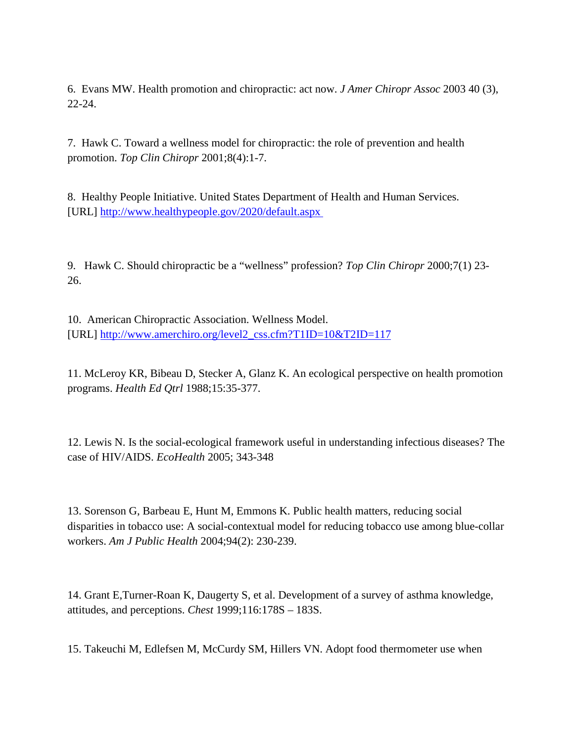6. Evans MW. Health promotion and chiropractic: act now. *J Amer Chiropr Assoc* 2003 40 (3), 22-24.

7. Hawk C. Toward a wellness model for chiropractic: the role of prevention and health promotion. *Top Clin Chiropr* 2001;8(4):1-7.

8. Healthy People Initiative. United States Department of Health and Human Services. [URL] http://www.healthypeople.gov/2020/default.aspx

9. Hawk C. Should chiropractic be a "wellness" profession? *Top Clin Chiropr* 2000;7(1) 23-26.

10. American Chiropractic Association. Wellness Model. [URL] http://www.amerchiro.org/level2_css.cfm?T1ID=10&T2ID=117

11. McLeroy KR, Bibeau D, Stecker A, Glanz K. An ecological perspective on health promotion programs. *Health Ed Qtrl* 1988;15:35-377.

12. Lewis N. Is the social-ecological framework useful in understanding infectious diseases? The case of HIV/AIDS. *EcoHealth* 2005; 343-348

13. Sorenson G, Barbeau E, Hunt M, Emmons K. Public health matters, reducing social disparities in tobacco use: A social-contextual model for reducing tobacco use among blue-collar workers. *Am J Public Health* 2004;94(2): 230-239.

14. Grant E,Turner-Roan K, Daugerty S, et al. Development of a survey of asthma knowledge, attitudes, and perceptions. *Chest* 1999;116:178S – 183S.

15. Takeuchi M, Edlefsen M, McCurdy SM, Hillers VN. Adopt food thermometer use when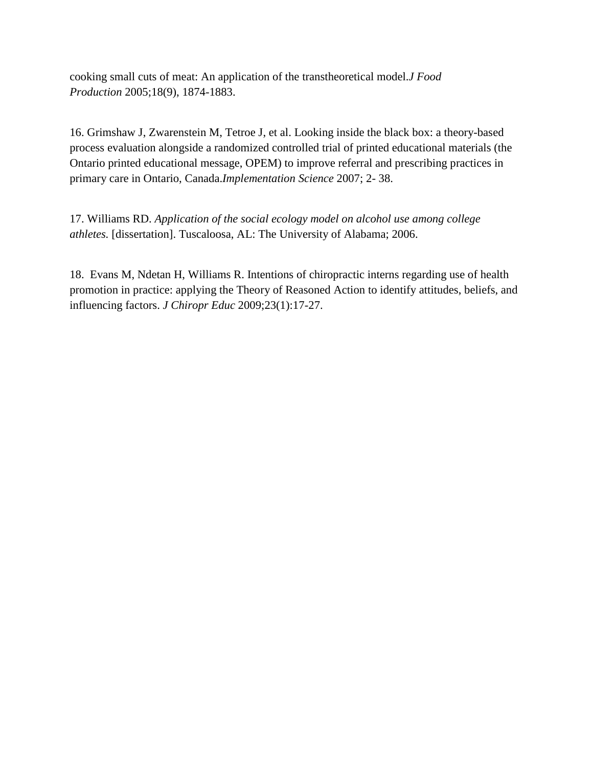cooking small cuts of meat: An application of the transtheoretical model.*J Food Production* 2005;18(9), 1874-1883.

16. Grimshaw J, Zwarenstein M, Tetroe J, et al. Looking inside the black box: a theory-based process evaluation alongside a randomized controlled trial of printed educational materials (the Ontario printed educational message, OPEM) to improve referral and prescribing practices in primary care in Ontario, Canada.*Implementation Science* 2007; 2- 38.

17. Williams RD. *Application of the social ecology model on alcohol use among college athletes.* [dissertation]. Tuscaloosa, AL: The University of Alabama; 2006.

18. Evans M, Ndetan H, Williams R. Intentions of chiropractic interns regarding use of health promotion in practice: applying the Theory of Reasoned Action to identify attitudes, beliefs, and influencing factors. *J Chiropr Educ* 2009;23(1):17-27.